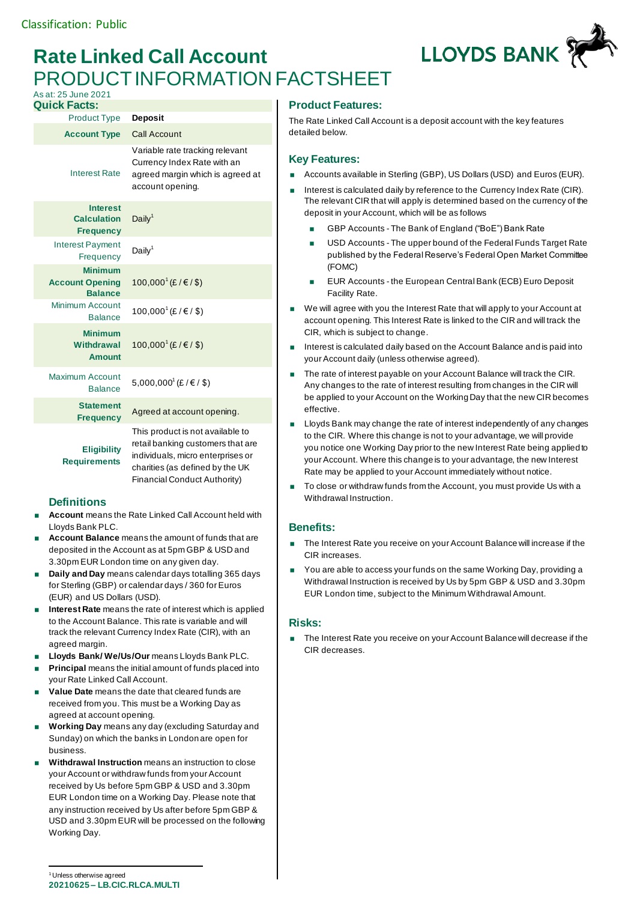Classification: Public

# Rate Linked Call Account
## PRODUCT INFORMATION FACTSHEET

As at: 25 June 2021

### Quick Facts:

| | |
|---|---|
| Product Type | **Deposit** |
| **Account Type** | Call Account |
| Interest Rate | Variable rate tracking relevant Currency Index Rate with an agreed margin which is agreed at account opening. |
| **Interest Calculation Frequency** | Daily[1] |
| Interest Payment Frequency | Daily[1] |
| **Minimum Account Opening Balance** | 100,000[1] (£ / € / $) |
| Minimum Account Balance | 100,000[1] (£ / € / $) |
| **Minimum Withdrawal Amount** | 100,000[1] (£ / € / $) |
| Maximum Account Balance | 5,000,000[1] (£ / € / $) |
| **Statement Frequency** | Agreed at account opening. |
| **Eligibility Requirements** | This product is not available to retail banking customers that are individuals, micro enterprises or charities (as defined by the UK Financial Conduct Authority) |

### Definitions

- **Account** means the Rate Linked Call Account held with Lloyds Bank PLC.
- **Account Balance** means the amount of funds that are deposited in the Account as at 5pm GBP & USD and 3.30pm EUR London time on any given day.
- **Daily and Day** means calendar days totalling 365 days for Sterling (GBP) or calendar days / 360 for Euros (EUR) and US Dollars (USD).
- **Interest Rate** means the rate of interest which is applied to the Account Balance. This rate is variable and will track the relevant Currency Index Rate (CIR), with an agreed margin.
- **Lloyds Bank/ We/Us/Our** means Lloyds Bank PLC.
- **Principal** means the initial amount of funds placed into your Rate Linked Call Account.
- **Value Date** means the date that cleared funds are received from you. This must be a Working Day as agreed at account opening.
- **Working Day** means any day (excluding Saturday and Sunday) on which the banks in London are open for business.
- **Withdrawal Instruction** means an instruction to close your Account or withdraw funds from your Account received by Us before 5pm GBP & USD and 3.30pm EUR London time on a Working Day. Please note that any instruction received by Us after before 5pm GBP & USD and 3.30pm EUR will be processed on the following Working Day.

### Product Features:

The Rate Linked Call Account is a deposit account with the key features detailed below.

### Key Features:

- Accounts available in Sterling (GBP), US Dollars (USD) and Euros (EUR).
- Interest is calculated daily by reference to the Currency Index Rate (CIR). The relevant CIR that will apply is determined based on the currency of the deposit in your Account, which will be as follows
  - GBP Accounts - The Bank of England ("BoE") Bank Rate
  - USD Accounts - The upper bound of the Federal Funds Target Rate published by the Federal Reserve's Federal Open Market Committee (FOMC)
  - EUR Accounts - the European Central Bank (ECB) Euro Deposit Facility Rate.
- We will agree with you the Interest Rate that will apply to your Account at account opening. This Interest Rate is linked to the CIR and will track the CIR, which is subject to change.
- Interest is calculated daily based on the Account Balance and is paid into your Account daily (unless otherwise agreed).
- The rate of interest payable on your Account Balance will track the CIR. Any changes to the rate of interest resulting from changes in the CIR will be applied to your Account on the Working Day that the new CIR becomes effective.
- Lloyds Bank may change the rate of interest independently of any changes to the CIR. Where this change is not to your advantage, we will provide you notice one Working Day prior to the new Interest Rate being applied to your Account. Where this change is to your advantage, the new Interest Rate may be applied to your Account immediately without notice.
- To close or withdraw funds from the Account, you must provide Us with a Withdrawal Instruction.

### Benefits:

- The Interest Rate you receive on your Account Balance will increase if the CIR increases.
- You are able to access your funds on the same Working Day, providing a Withdrawal Instruction is received by Us by 5pm GBP & USD and 3.30pm EUR London time, subject to the Minimum Withdrawal Amount.

### Risks:

- The Interest Rate you receive on your Account Balance will decrease if the CIR decreases.

[1] Unless otherwise agreed

**20210625 – LB.CIC.RLCA.MULTI**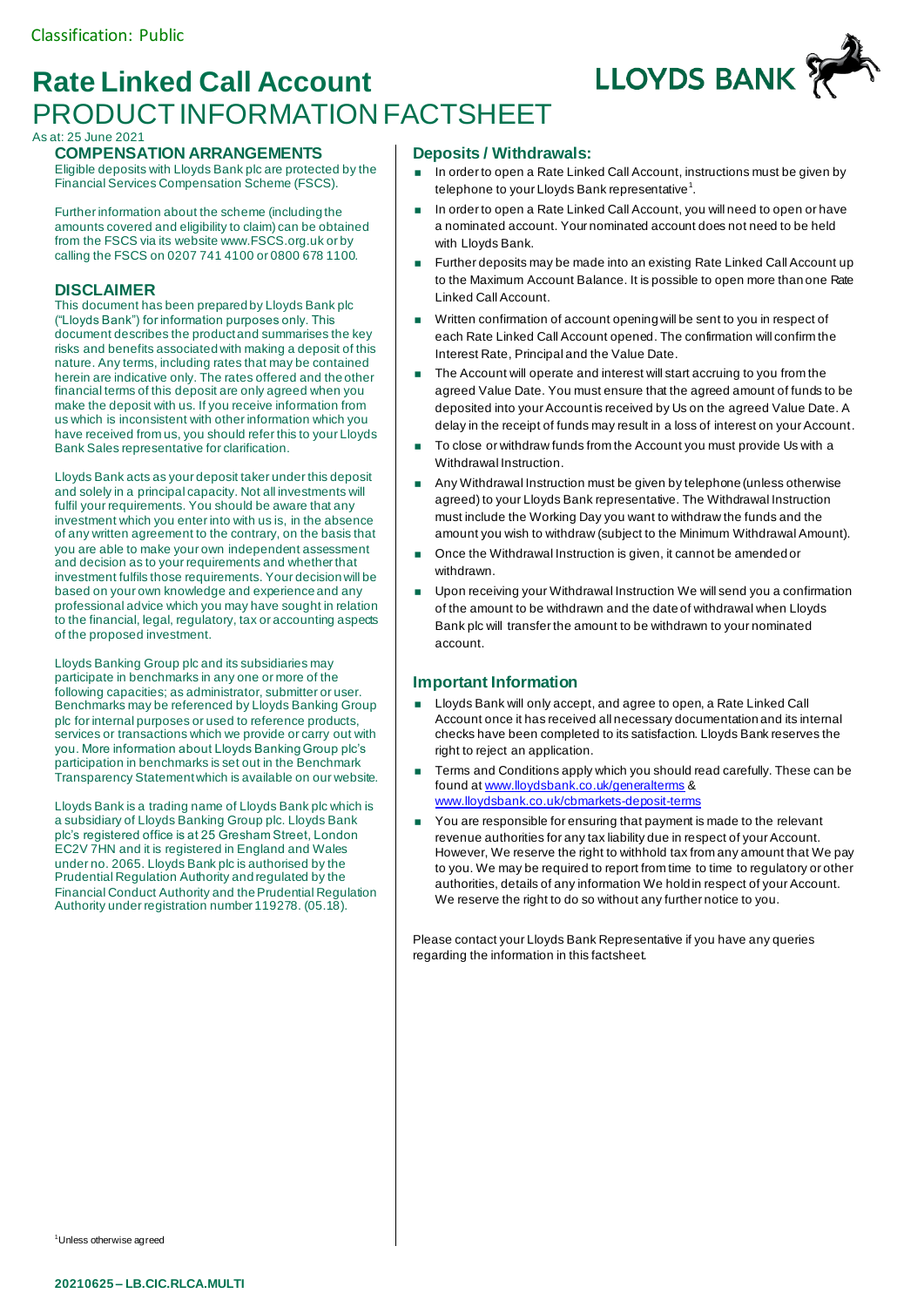Classification: Public

# Rate Linked Call Account
PRODUCT INFORMATION FACTSHEET

As at: 25 June 2021

## COMPENSATION ARRANGEMENTS

Eligible deposits with Lloyds Bank plc are protected by the Financial Services Compensation Scheme (FSCS).

Further information about the scheme (including the amounts covered and eligibility to claim) can be obtained from the FSCS via its website www.FSCS.org.uk or by calling the FSCS on 0207 741 4100 or 0800 678 1100.

## DISCLAIMER

This document has been prepared by Lloyds Bank plc ("Lloyds Bank") for information purposes only. This document describes the product and summarises the key risks and benefits associated with making a deposit of this nature. Any terms, including rates that may be contained herein are indicative only. The rates offered and the other financial terms of this deposit are only agreed when you make the deposit with us. If you receive information from us which is inconsistent with other information which you have received from us, you should refer this to your Lloyds Bank Sales representative for clarification.

Lloyds Bank acts as your deposit taker under this deposit and solely in a principal capacity. Not all investments will fulfil your requirements. You should be aware that any investment which you enter into with us is, in the absence of any written agreement to the contrary, on the basis that you are able to make your own independent assessment and decision as to your requirements and whether that investment fulfils those requirements. Your decision will be based on your own knowledge and experience and any professional advice which you may have sought in relation to the financial, legal, regulatory, tax or accounting aspects of the proposed investment.

Lloyds Banking Group plc and its subsidiaries may participate in benchmarks in any one or more of the following capacities; as administrator, submitter or user. Benchmarks may be referenced by Lloyds Banking Group plc for internal purposes or used to reference products, services or transactions which we provide or carry out with you. More information about Lloyds Banking Group plc's participation in benchmarks is set out in the Benchmark Transparency Statement which is available on our website.

Lloyds Bank is a trading name of Lloyds Bank plc which is a subsidiary of Lloyds Banking Group plc. Lloyds Bank plc's registered office is at 25 Gresham Street, London EC2V 7HN and it is registered in England and Wales under no. 2065. Lloyds Bank plc is authorised by the Prudential Regulation Authority and regulated by the Financial Conduct Authority and the Prudential Regulation Authority under registration number 119278. (05.18).

## Deposits / Withdrawals:

- In order to open a Rate Linked Call Account, instructions must be given by telephone to your Lloyds Bank representative[1].
- In order to open a Rate Linked Call Account, you will need to open or have a nominated account. Your nominated account does not need to be held with Lloyds Bank.
- Further deposits may be made into an existing Rate Linked Call Account up to the Maximum Account Balance. It is possible to open more than one Rate Linked Call Account.
- Written confirmation of account opening will be sent to you in respect of each Rate Linked Call Account opened. The confirmation will confirm the Interest Rate, Principal and the Value Date.
- The Account will operate and interest will start accruing to you from the agreed Value Date. You must ensure that the agreed amount of funds to be deposited into your Account is received by Us on the agreed Value Date. A delay in the receipt of funds may result in a loss of interest on your Account.
- To close or withdraw funds from the Account you must provide Us with a Withdrawal Instruction.
- Any Withdrawal Instruction must be given by telephone (unless otherwise agreed) to your Lloyds Bank representative. The Withdrawal Instruction must include the Working Day you want to withdraw the funds and the amount you wish to withdraw (subject to the Minimum Withdrawal Amount).
- Once the Withdrawal Instruction is given, it cannot be amended or withdrawn.
- Upon receiving your Withdrawal Instruction We will send you a confirmation of the amount to be withdrawn and the date of withdrawal when Lloyds Bank plc will transfer the amount to be withdrawn to your nominated account.

## Important Information

- Lloyds Bank will only accept, and agree to open, a Rate Linked Call Account once it has received all necessary documentation and its internal checks have been completed to its satisfaction. Lloyds Bank reserves the right to reject an application.
- Terms and Conditions apply which you should read carefully. These can be found at www.lloydsbank.co.uk/generalterms & www.lloydsbank.co.uk/cbmarkets-deposit-terms
- You are responsible for ensuring that payment is made to the relevant revenue authorities for any tax liability due in respect of your Account. However, We reserve the right to withhold tax from any amount that We pay to you. We may be required to report from time to time to regulatory or other authorities, details of any information We hold in respect of your Account. We reserve the right to do so without any further notice to you.

Please contact your Lloyds Bank Representative if you have any queries regarding the information in this factsheet.

[1] Unless otherwise agreed

20210625 – LB.CIC.RLCA.MULTI